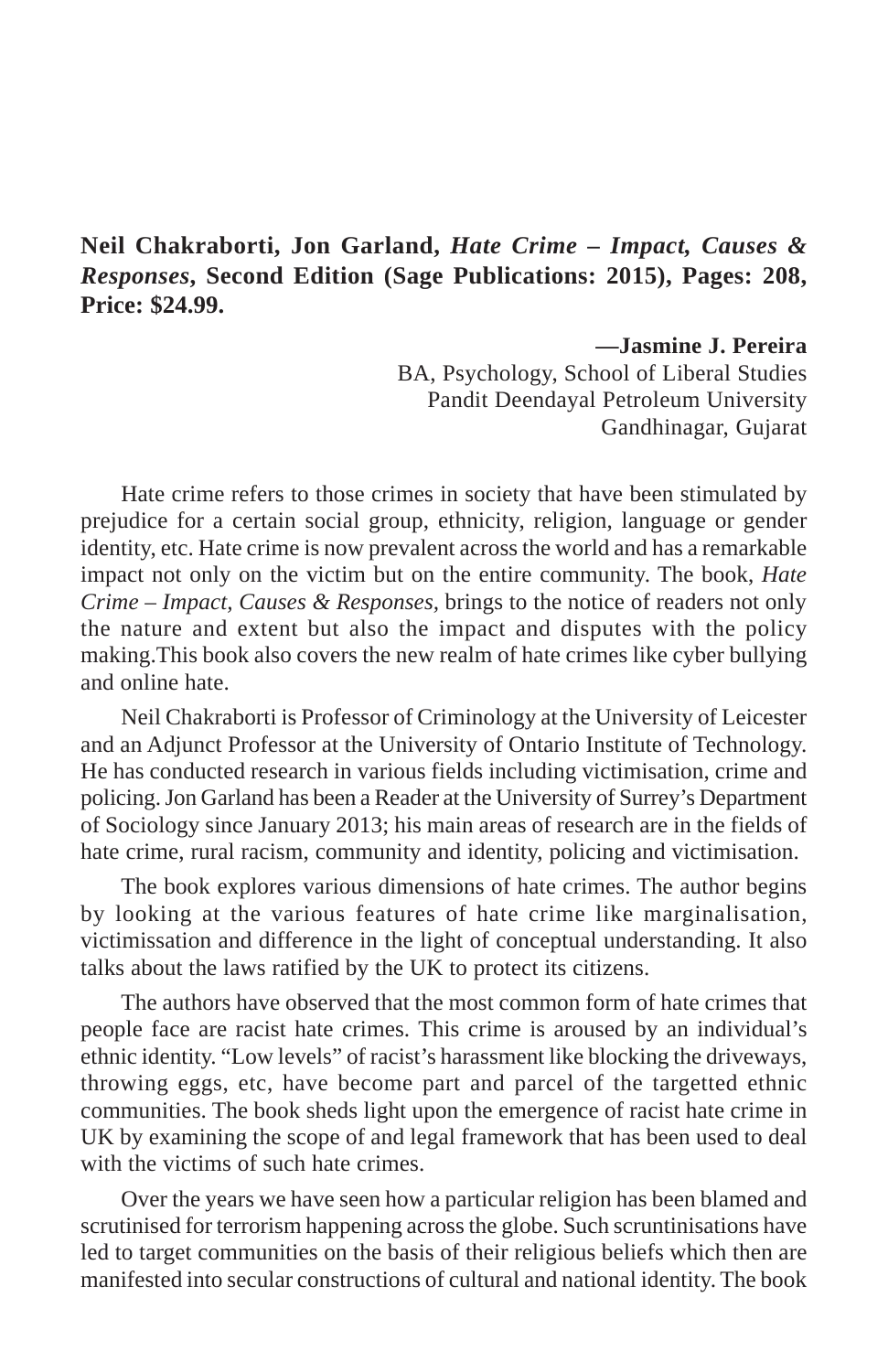**Neil Chakraborti, Jon Garland, *Hate Crime – Impact, Causes & Responses*, Second Edition (Sage Publications: 2015), Pages: 208, Price: $24.99.**

**—Jasmine J. Pereira**
BA, Psychology, School of Liberal Studies
Pandit Deendayal Petroleum University
Gandhinagar, Gujarat

Hate crime refers to those crimes in society that have been stimulated by prejudice for a certain social group, ethnicity, religion, language or gender identity, etc. Hate crime is now prevalent across the world and has a remarkable impact not only on the victim but on the entire community. The book, *Hate Crime – Impact, Causes & Responses,* brings to the notice of readers not only the nature and extent but also the impact and disputes with the policy making.This book also covers the new realm of hate crimes like cyber bullying and online hate.

Neil Chakraborti is Professor of Criminology at the University of Leicester and an Adjunct Professor at the University of Ontario Institute of Technology. He has conducted research in various fields including victimisation, crime and policing. Jon Garland has been a Reader at the University of Surrey's Department of Sociology since January 2013; his main areas of research are in the fields of hate crime, rural racism, community and identity, policing and victimisation.

The book explores various dimensions of hate crimes. The author begins by looking at the various features of hate crime like marginalisation, victimissation and difference in the light of conceptual understanding. It also talks about the laws ratified by the UK to protect its citizens.

The authors have observed that the most common form of hate crimes that people face are racist hate crimes. This crime is aroused by an individual's ethnic identity. "Low levels" of racist's harassment like blocking the driveways, throwing eggs, etc, have become part and parcel of the targetted ethnic communities. The book sheds light upon the emergence of racist hate crime in UK by examining the scope of and legal framework that has been used to deal with the victims of such hate crimes.

Over the years we have seen how a particular religion has been blamed and scrutinised for terrorism happening across the globe. Such scruntinisations have led to target communities on the basis of their religious beliefs which then are manifested into secular constructions of cultural and national identity. The book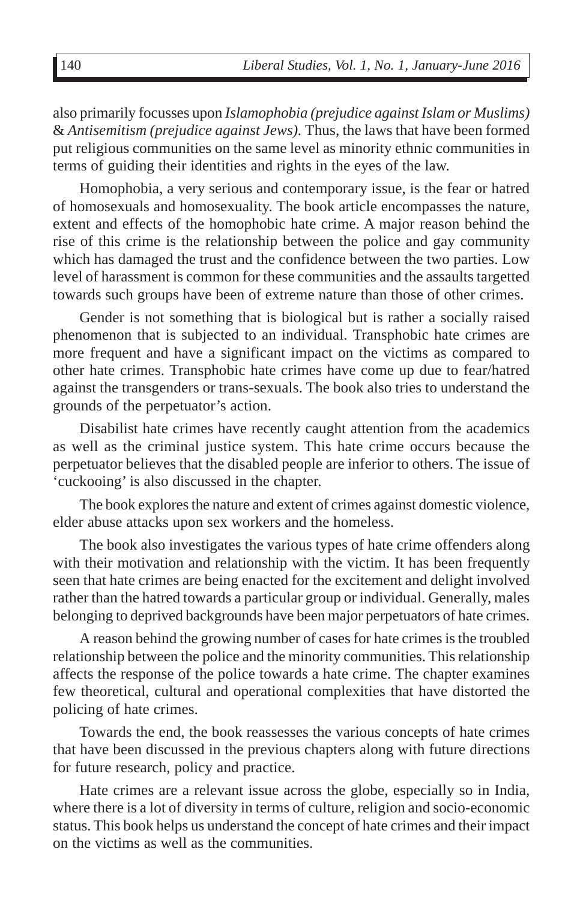also primarily focusses upon *Islamophobia (prejudice against Islam or Muslims)* & *Antisemitism (prejudice against Jews).* Thus, the laws that have been formed put religious communities on the same level as minority ethnic communities in terms of guiding their identities and rights in the eyes of the law.

Homophobia, a very serious and contemporary issue, is the fear or hatred of homosexuals and homosexuality. The book article encompasses the nature, extent and effects of the homophobic hate crime. A major reason behind the rise of this crime is the relationship between the police and gay community which has damaged the trust and the confidence between the two parties. Low level of harassment is common for these communities and the assaults targetted towards such groups have been of extreme nature than those of other crimes.

Gender is not something that is biological but is rather a socially raised phenomenon that is subjected to an individual. Transphobic hate crimes are more frequent and have a significant impact on the victims as compared to other hate crimes. Transphobic hate crimes have come up due to fear/hatred against the transgenders or trans-sexuals. The book also tries to understand the grounds of the perpetuator's action.

Disabilist hate crimes have recently caught attention from the academics as well as the criminal justice system. This hate crime occurs because the perpetuator believes that the disabled people are inferior to others. The issue of 'cuckooing' is also discussed in the chapter.

The book explores the nature and extent of crimes against domestic violence, elder abuse attacks upon sex workers and the homeless.

The book also investigates the various types of hate crime offenders along with their motivation and relationship with the victim. It has been frequently seen that hate crimes are being enacted for the excitement and delight involved rather than the hatred towards a particular group or individual. Generally, males belonging to deprived backgrounds have been major perpetuators of hate crimes.

A reason behind the growing number of cases for hate crimes is the troubled relationship between the police and the minority communities. This relationship affects the response of the police towards a hate crime. The chapter examines few theoretical, cultural and operational complexities that have distorted the policing of hate crimes.

Towards the end, the book reassesses the various concepts of hate crimes that have been discussed in the previous chapters along with future directions for future research, policy and practice.

Hate crimes are a relevant issue across the globe, especially so in India, where there is a lot of diversity in terms of culture, religion and socio-economic status. This book helps us understand the concept of hate crimes and their impact on the victims as well as the communities.